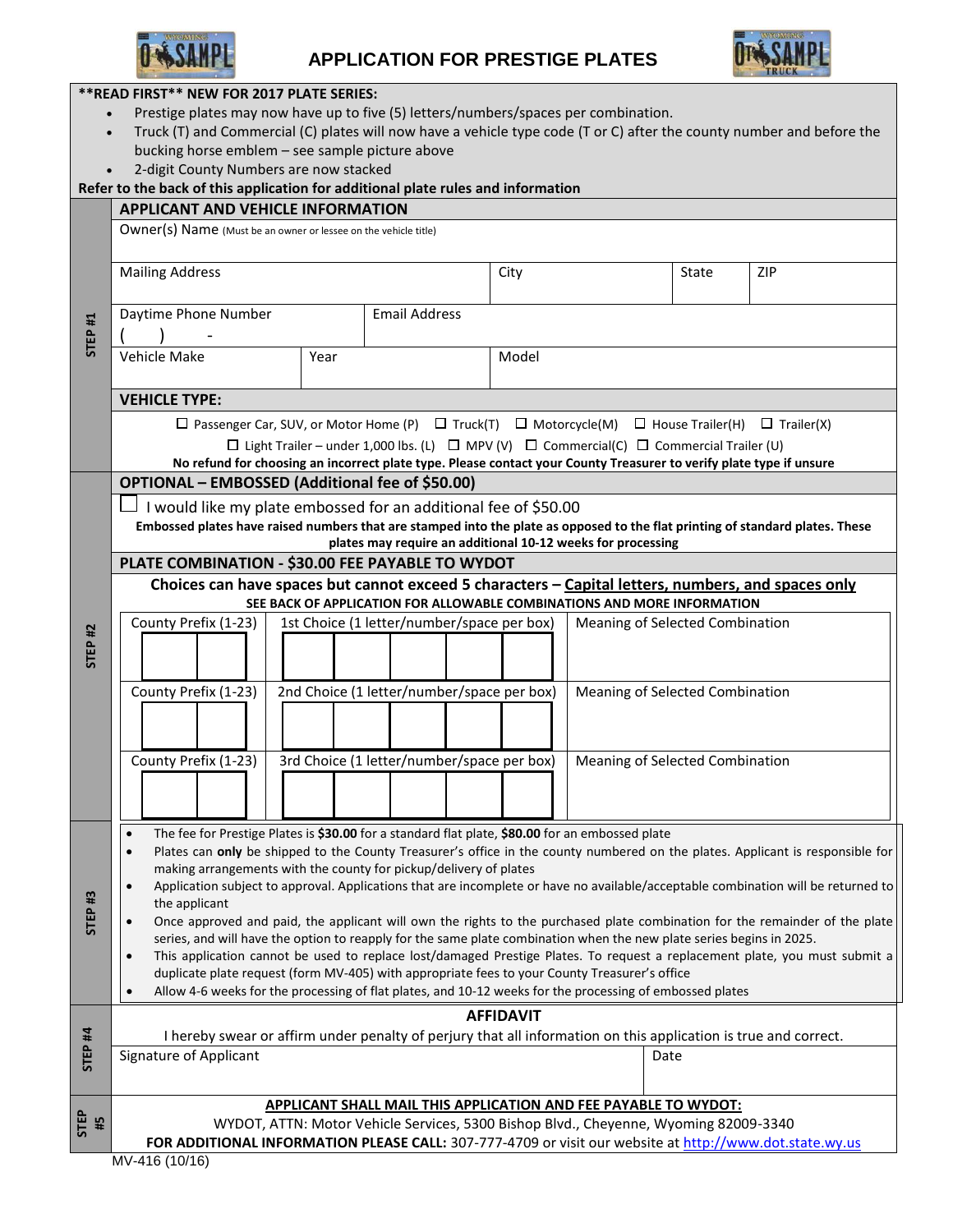# APPLICATION FOR PRESTIGE PLATES

**READ FIRST** NEW FOR 2017 PLATE SERIES:**

- Prestige plates may now have up to five (5) letters/numbers/spaces per combination.
- Truck (T) and Commercial (C) plates will now have a vehicle type code (T or C) after the county number and before the bucking horse emblem – see sample picture above
- 2-digit County Numbers are now stacked

**Refer to the back of this application for additional plate rules and information**

## STEP #1

### APPLICANT AND VEHICLE INFORMATION

| Owner(s) Name (Must be an owner or lessee on the vehicle title) | | | |
|---|---|---|---|
| Mailing Address | City | State | ZIP |
| Daytime Phone Number ( ) - | Email Address | | |
| Vehicle Make | Year | Model | |

### VEHICLE TYPE:

☐ Passenger Car, SUV, or Motor Home (P) ☐ Truck(T) ☐ Motorcycle(M) ☐ House Trailer(H) ☐ Trailer(X)
☐ Light Trailer – under 1,000 lbs. (L) ☐ MPV (V) ☐ Commercial(C) ☐ Commercial Trailer (U)

**No refund for choosing an incorrect plate type. Please contact your County Treasurer to verify plate type if unsure**

## STEP #2

### OPTIONAL – EMBOSSED (Additional fee of $50.00)

☐ I would like my plate embossed for an additional fee of $50.00

**Embossed plates have raised numbers that are stamped into the plate as opposed to the flat printing of standard plates. These plates may require an additional 10-12 weeks for processing**

### PLATE COMBINATION - $30.00 FEE PAYABLE TO WYDOT

**Choices can have spaces but cannot exceed 5 characters – Capital letters, numbers, and spaces only**

**SEE BACK OF APPLICATION FOR ALLOWABLE COMBINATIONS AND MORE INFORMATION**

| County Prefix (1-23) | 1st Choice (1 letter/number/space per box) | Meaning of Selected Combination |
|---|---|---|
| | | |
| **County Prefix (1-23)** | **2nd Choice (1 letter/number/space per box)** | **Meaning of Selected Combination** |
| | | |
| **County Prefix (1-23)** | **3rd Choice (1 letter/number/space per box)** | **Meaning of Selected Combination** |
| | | |

## STEP #3

- The fee for Prestige Plates is **$30.00** for a standard flat plate, **$80.00** for an embossed plate
- Plates can **only** be shipped to the County Treasurer's office in the county numbered on the plates. Applicant is responsible for making arrangements with the county for pickup/delivery of plates
- Application subject to approval. Applications that are incomplete or have no available/acceptable combination will be returned to the applicant
- Once approved and paid, the applicant will own the rights to the purchased plate combination for the remainder of the plate series, and will have the option to reapply for the same plate combination when the new plate series begins in 2025.
- This application cannot be used to replace lost/damaged Prestige Plates. To request a replacement plate, you must submit a duplicate plate request (form MV-405) with appropriate fees to your County Treasurer's office
- Allow 4-6 weeks for the processing of flat plates, and 10-12 weeks for the processing of embossed plates

## STEP #4

### AFFIDAVIT

I hereby swear or affirm under penalty of perjury that all information on this application is true and correct.

| Signature of Applicant | Date |
|---|---|
| | |

## STEP #5

**APPLICANT SHALL MAIL THIS APPLICATION AND FEE PAYABLE TO WYDOT:**

WYDOT, ATTN: Motor Vehicle Services, 5300 Bishop Blvd., Cheyenne, Wyoming 82009-3340

**FOR ADDITIONAL INFORMATION PLEASE CALL:** 307-777-4709 or visit our website at http://www.dot.state.wy.us

MV-416 (10/16)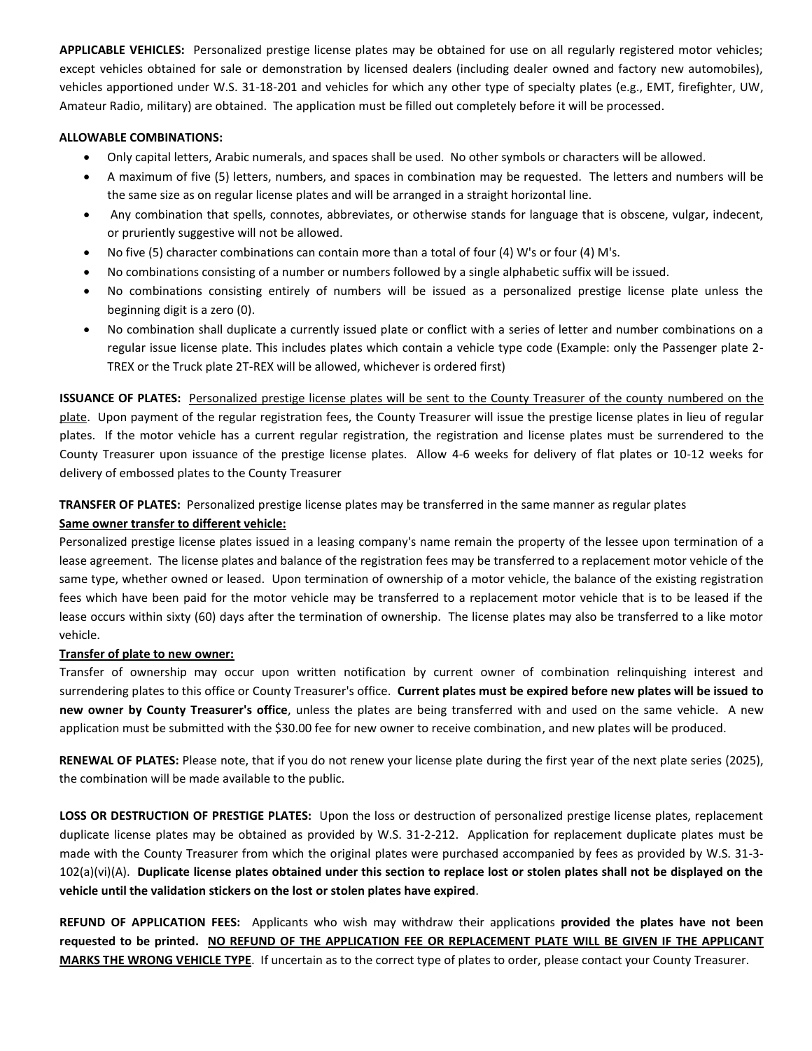**APPLICABLE VEHICLES:** Personalized prestige license plates may be obtained for use on all regularly registered motor vehicles; except vehicles obtained for sale or demonstration by licensed dealers (including dealer owned and factory new automobiles), vehicles apportioned under W.S. 31-18-201 and vehicles for which any other type of specialty plates (e.g., EMT, firefighter, UW, Amateur Radio, military) are obtained. The application must be filled out completely before it will be processed.

**ALLOWABLE COMBINATIONS:**

- Only capital letters, Arabic numerals, and spaces shall be used. No other symbols or characters will be allowed.
- A maximum of five (5) letters, numbers, and spaces in combination may be requested. The letters and numbers will be the same size as on regular license plates and will be arranged in a straight horizontal line.
- Any combination that spells, connotes, abbreviates, or otherwise stands for language that is obscene, vulgar, indecent, or pruriently suggestive will not be allowed.
- No five (5) character combinations can contain more than a total of four (4) W's or four (4) M's.
- No combinations consisting of a number or numbers followed by a single alphabetic suffix will be issued.
- No combinations consisting entirely of numbers will be issued as a personalized prestige license plate unless the beginning digit is a zero (0).
- No combination shall duplicate a currently issued plate or conflict with a series of letter and number combinations on a regular issue license plate. This includes plates which contain a vehicle type code (Example: only the Passenger plate 2-TREX or the Truck plate 2T-REX will be allowed, whichever is ordered first)

**ISSUANCE OF PLATES:** Personalized prestige license plates will be sent to the County Treasurer of the county numbered on the plate. Upon payment of the regular registration fees, the County Treasurer will issue the prestige license plates in lieu of regular plates. If the motor vehicle has a current regular registration, the registration and license plates must be surrendered to the County Treasurer upon issuance of the prestige license plates. Allow 4-6 weeks for delivery of flat plates or 10-12 weeks for delivery of embossed plates to the County Treasurer

**TRANSFER OF PLATES:** Personalized prestige license plates may be transferred in the same manner as regular plates

**Same owner transfer to different vehicle:**

Personalized prestige license plates issued in a leasing company's name remain the property of the lessee upon termination of a lease agreement. The license plates and balance of the registration fees may be transferred to a replacement motor vehicle of the same type, whether owned or leased. Upon termination of ownership of a motor vehicle, the balance of the existing registration fees which have been paid for the motor vehicle may be transferred to a replacement motor vehicle that is to be leased if the lease occurs within sixty (60) days after the termination of ownership. The license plates may also be transferred to a like motor vehicle.

**Transfer of plate to new owner:**

Transfer of ownership may occur upon written notification by current owner of combination relinquishing interest and surrendering plates to this office or County Treasurer's office. **Current plates must be expired before new plates will be issued to new owner by County Treasurer's office**, unless the plates are being transferred with and used on the same vehicle. A new application must be submitted with the $30.00 fee for new owner to receive combination, and new plates will be produced.

**RENEWAL OF PLATES:** Please note, that if you do not renew your license plate during the first year of the next plate series (2025), the combination will be made available to the public.

**LOSS OR DESTRUCTION OF PRESTIGE PLATES:** Upon the loss or destruction of personalized prestige license plates, replacement duplicate license plates may be obtained as provided by W.S. 31-2-212. Application for replacement duplicate plates must be made with the County Treasurer from which the original plates were purchased accompanied by fees as provided by W.S. 31-3-102(a)(vi)(A). **Duplicate license plates obtained under this section to replace lost or stolen plates shall not be displayed on the vehicle until the validation stickers on the lost or stolen plates have expired**.

**REFUND OF APPLICATION FEES:** Applicants who wish may withdraw their applications **provided the plates have not been requested to be printed. NO REFUND OF THE APPLICATION FEE OR REPLACEMENT PLATE WILL BE GIVEN IF THE APPLICANT MARKS THE WRONG VEHICLE TYPE**. If uncertain as to the correct type of plates to order, please contact your County Treasurer.